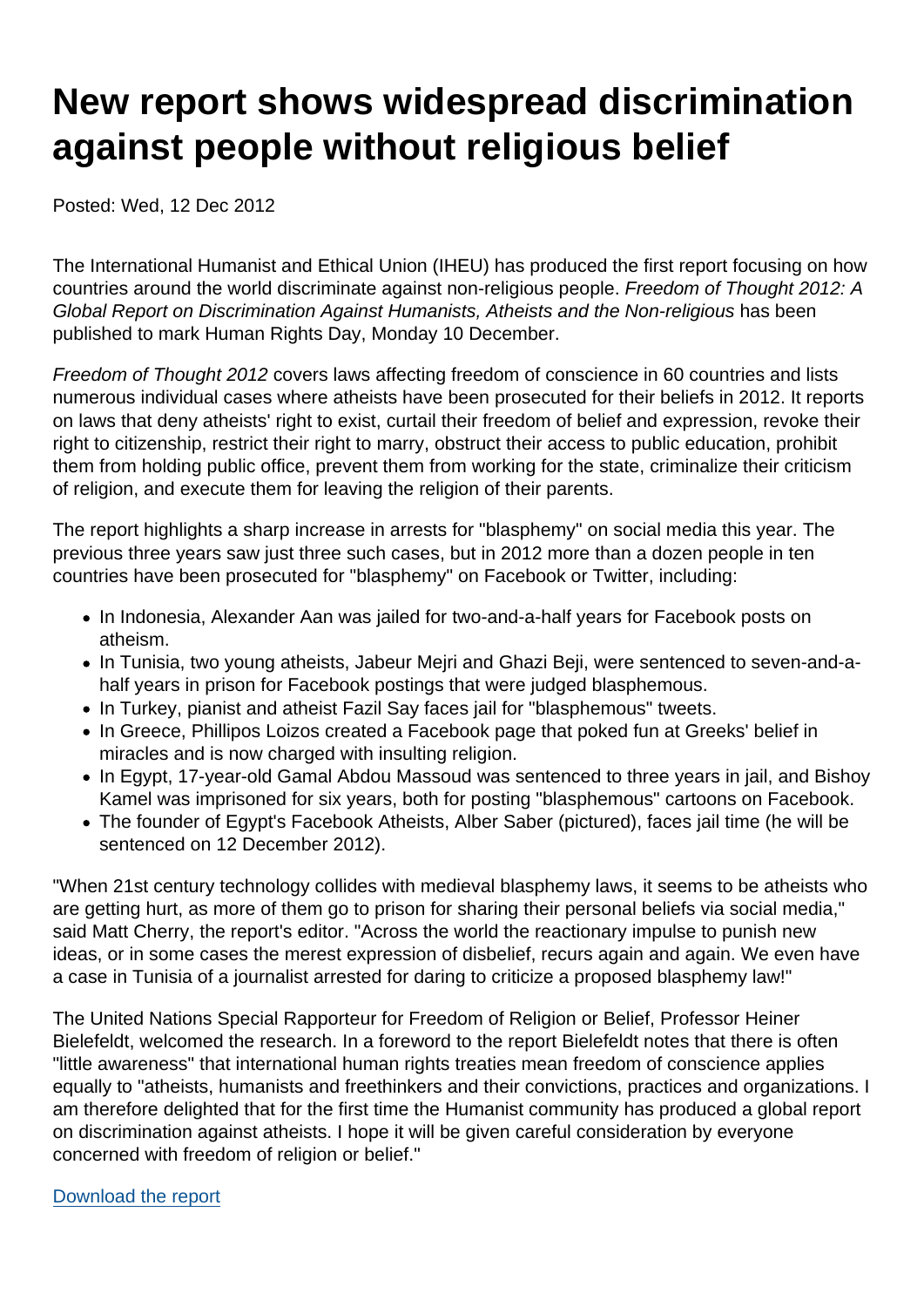# New report shows widespread discrimination against people without religious belief

Posted: Wed, 12 Dec 2012

The International Humanist and Ethical Union (IHEU) has produced the first report focusing on how countries around the world discriminate against non-religious people. *Freedom of Thought 2012: A Global Report on Discrimination Against Humanists, Atheists and the Non-religious* has been published to mark Human Rights Day, Monday 10 December.

*Freedom of Thought 2012* covers laws affecting freedom of conscience in 60 countries and lists numerous individual cases where atheists have been prosecuted for their beliefs in 2012. It reports on laws that deny atheists' right to exist, curtail their freedom of belief and expression, revoke their right to citizenship, restrict their right to marry, obstruct their access to public education, prohibit them from holding public office, prevent them from working for the state, criminalize their criticism of religion, and execute them for leaving the religion of their parents.

The report highlights a sharp increase in arrests for "blasphemy" on social media this year. The previous three years saw just three such cases, but in 2012 more than a dozen people in ten countries have been prosecuted for "blasphemy" on Facebook or Twitter, including:

- In Indonesia, Alexander Aan was jailed for two-and-a-half years for Facebook posts on atheism.
- In Tunisia, two young atheists, Jabeur Mejri and Ghazi Beji, were sentenced to seven-and-a-half years in prison for Facebook postings that were judged blasphemous.
- In Turkey, pianist and atheist Fazil Say faces jail for "blasphemous" tweets.
- In Greece, Phillipos Loizos created a Facebook page that poked fun at Greeks' belief in miracles and is now charged with insulting religion.
- In Egypt, 17-year-old Gamal Abdou Massoud was sentenced to three years in jail, and Bishoy Kamel was imprisoned for six years, both for posting "blasphemous" cartoons on Facebook.
- The founder of Egypt's Facebook Atheists, Alber Saber (pictured), faces jail time (he will be sentenced on 12 December 2012).

"When 21st century technology collides with medieval blasphemy laws, it seems to be atheists who are getting hurt, as more of them go to prison for sharing their personal beliefs via social media," said Matt Cherry, the report's editor. "Across the world the reactionary impulse to punish new ideas, or in some cases the merest expression of disbelief, recurs again and again. We even have a case in Tunisia of a journalist arrested for daring to criticize a proposed blasphemy law!"

The United Nations Special Rapporteur for Freedom of Religion or Belief, Professor Heiner Bielefeldt, welcomed the research. In a foreword to the report Bielefeldt notes that there is often "little awareness" that international human rights treaties mean freedom of conscience applies equally to "atheists, humanists and freethinkers and their convictions, practices and organizations. I am therefore delighted that for the first time the Humanist community has produced a global report on discrimination against atheists. I hope it will be given careful consideration by everyone concerned with freedom of religion or belief."

Download the report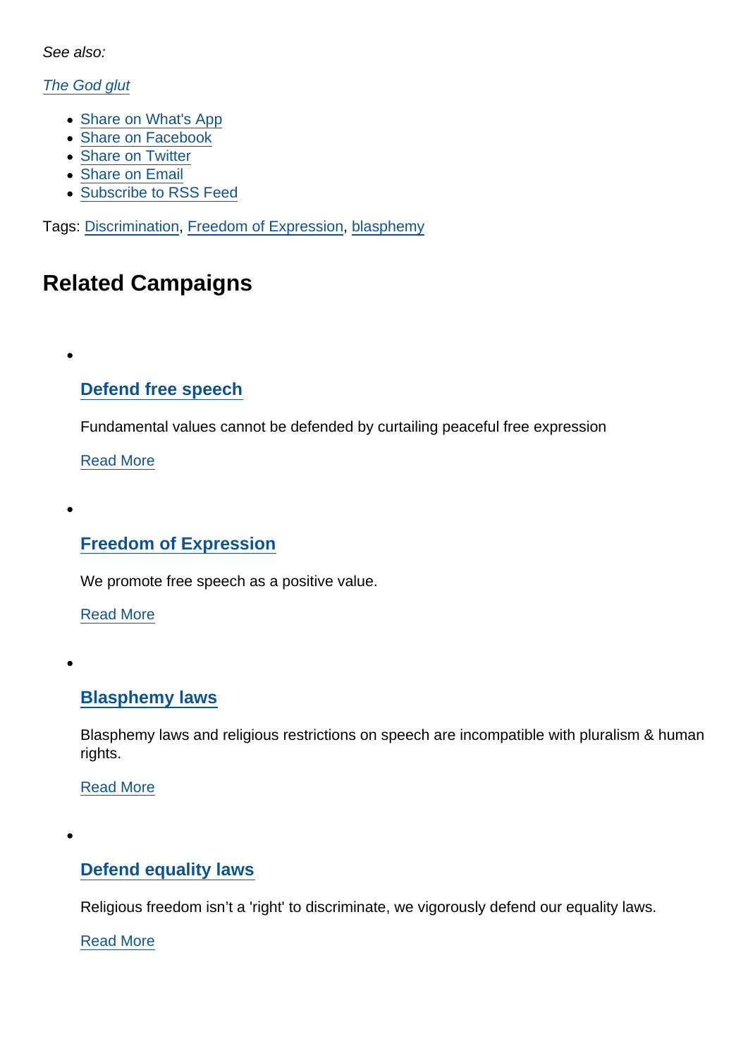*See also:*

*The God glut*

- Share on What's App
- Share on Facebook
- Share on Twitter
- Share on Email
- Subscribe to RSS Feed

Tags: Discrimination, Freedom of Expression, blasphemy

## Related Campaigns

- ### Defend free speech

  Fundamental values cannot be defended by curtailing peaceful free expression

  Read More

- ### Freedom of Expression

  We promote free speech as a positive value.

  Read More

- ### Blasphemy laws

  Blasphemy laws and religious restrictions on speech are incompatible with pluralism & human rights.

  Read More

- ### Defend equality laws

  Religious freedom isn't a 'right' to discriminate, we vigorously defend our equality laws.

  Read More